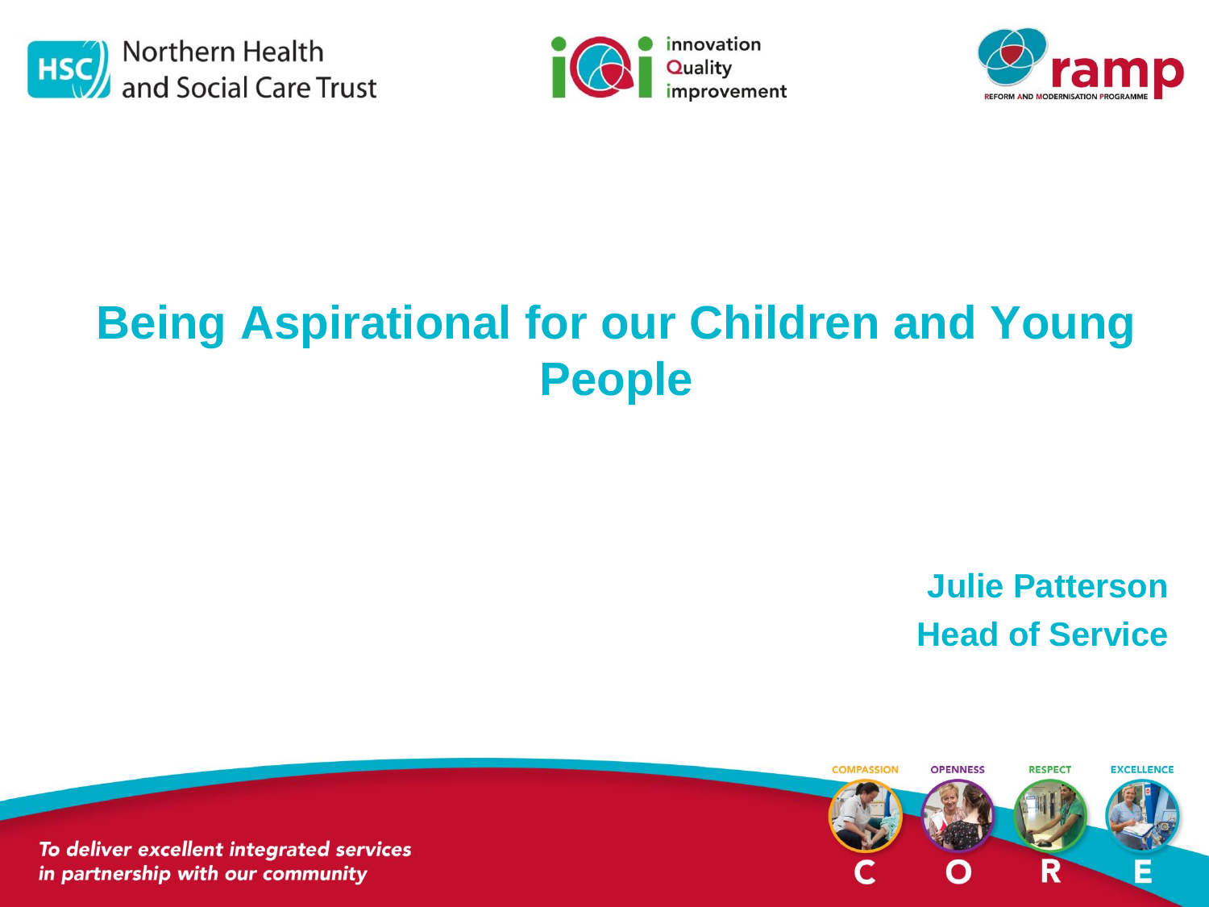Northern Health and Social Care Trust

innovation Quality improvement

ramp — REFORM AND MODERNISATION PROGRAMME

# Being Aspirational for our Children and Young People

**Julie Patterson**
**Head of Service**

COMPASSION OPENNESS RESPECT EXCELLENCE

C O R E

*To deliver excellent integrated services in partnership with our community*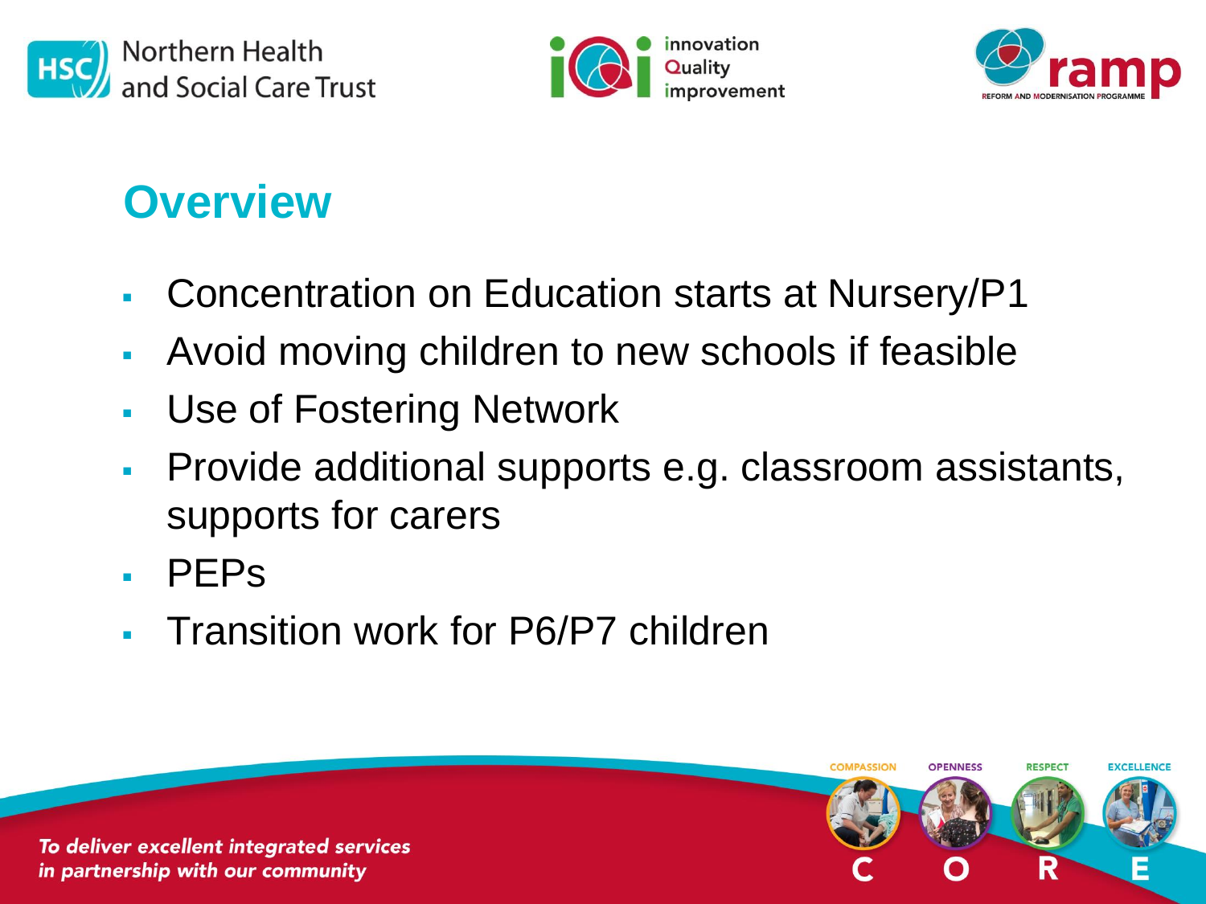## Overview

- Concentration on Education starts at Nursery/P1
- Avoid moving children to new schools if feasible
- Use of Fostering Network
- Provide additional supports e.g. classroom assistants, supports for carers
- PEPs
- Transition work for P6/P7 children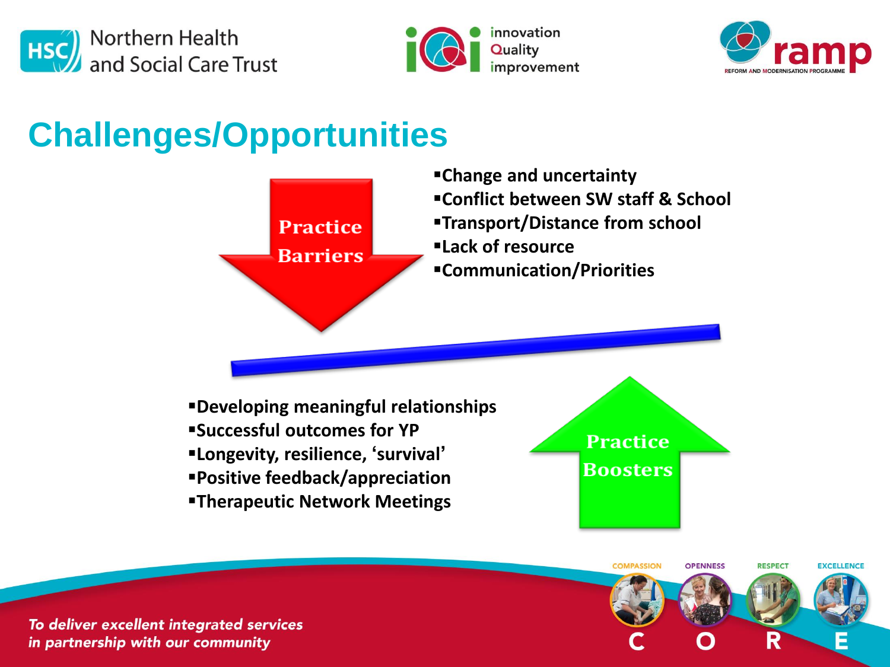# Challenges/Opportunities

**Practice Barriers**

- **Change and uncertainty**
- **Conflict between SW staff & School**
- **Transport/Distance from school**
- **Lack of resource**
- **Communication/Priorities**

**Practice Boosters**

- **Developing meaningful relationships**
- **Successful outcomes for YP**
- **Longevity, resilience, 'survival'**
- **Positive feedback/appreciation**
- **Therapeutic Network Meetings**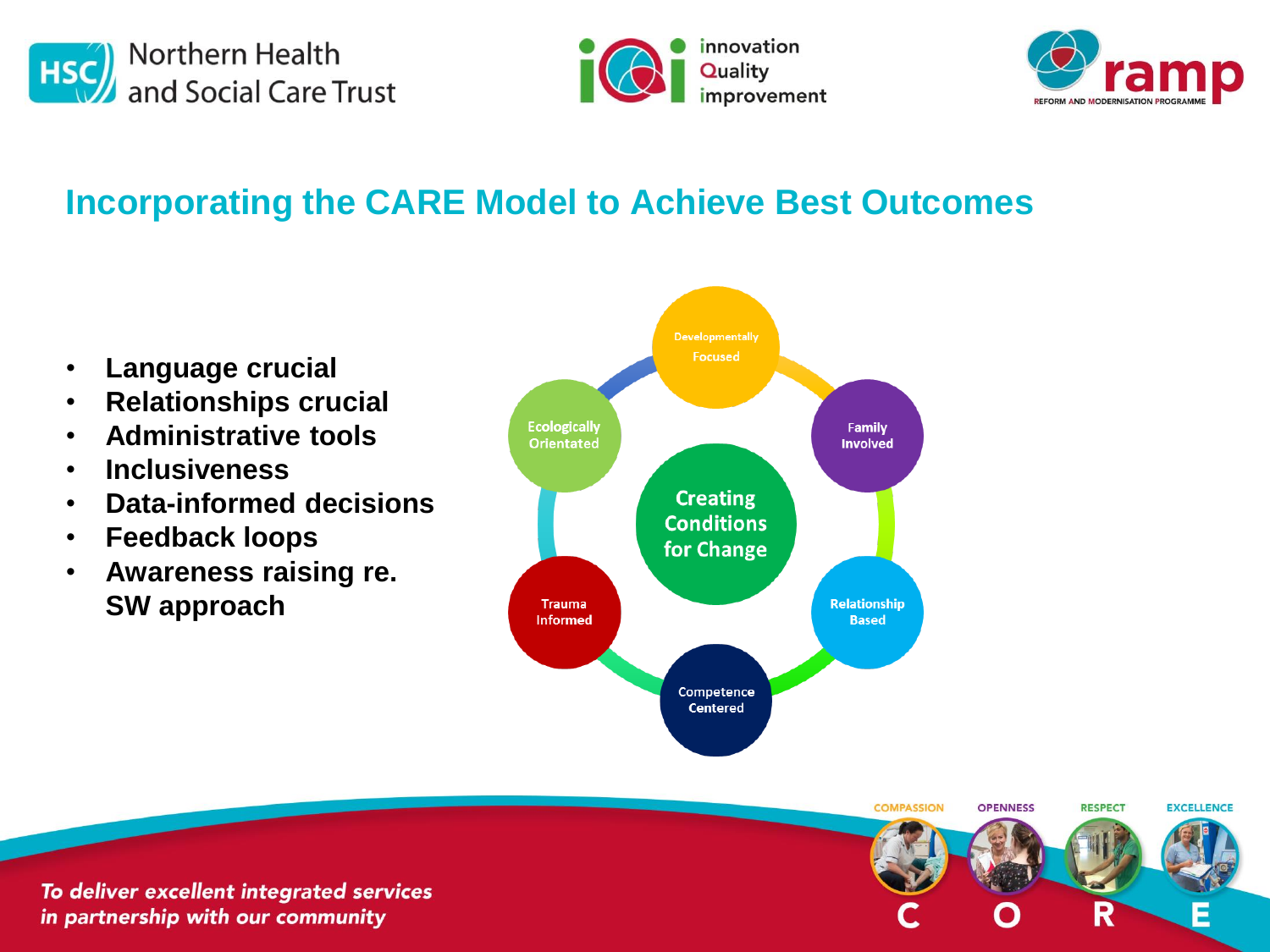## Incorporating the CARE Model to Achieve Best Outcomes

- **Language crucial**
- **Relationships crucial**
- **Administrative tools**
- **Inclusiveness**
- **Data-informed decisions**
- **Feedback loops**
- **Awareness raising re. SW approach**

Creating Conditions for Change

- Developmentally Focused
- Family Involved
- Relationship Based
- Competence Centered
- Trauma Informed
- Ecologically Orientated

*To deliver excellent integrated services in partnership with our community*

COMPASSION — C
OPENNESS — O
RESPECT — R
EXCELLENCE — E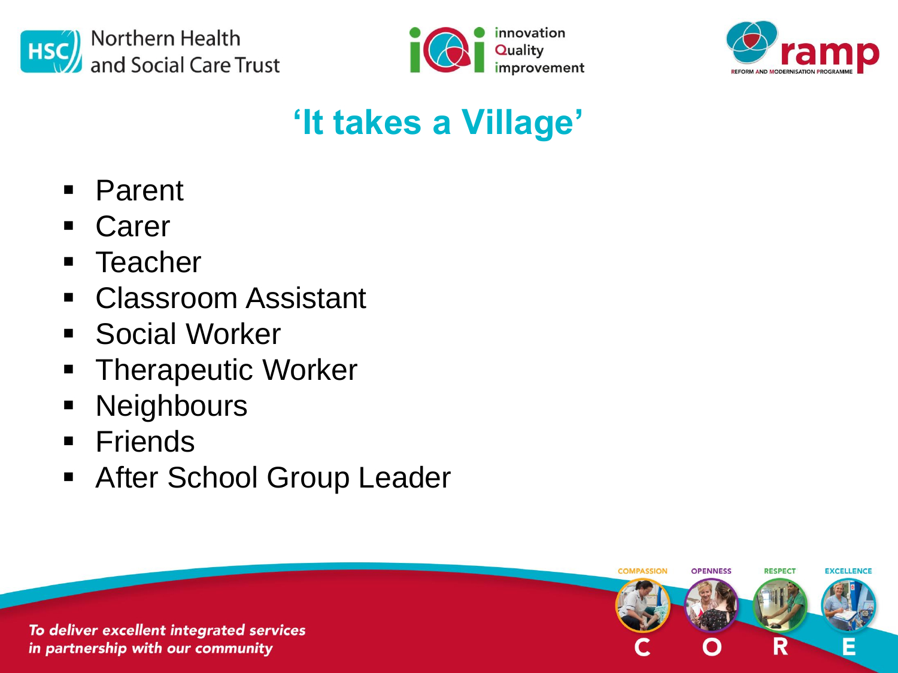# 'It takes a Village'

- Parent
- Carer
- Teacher
- Classroom Assistant
- Social Worker
- Therapeutic Worker
- Neighbours
- Friends
- After School Group Leader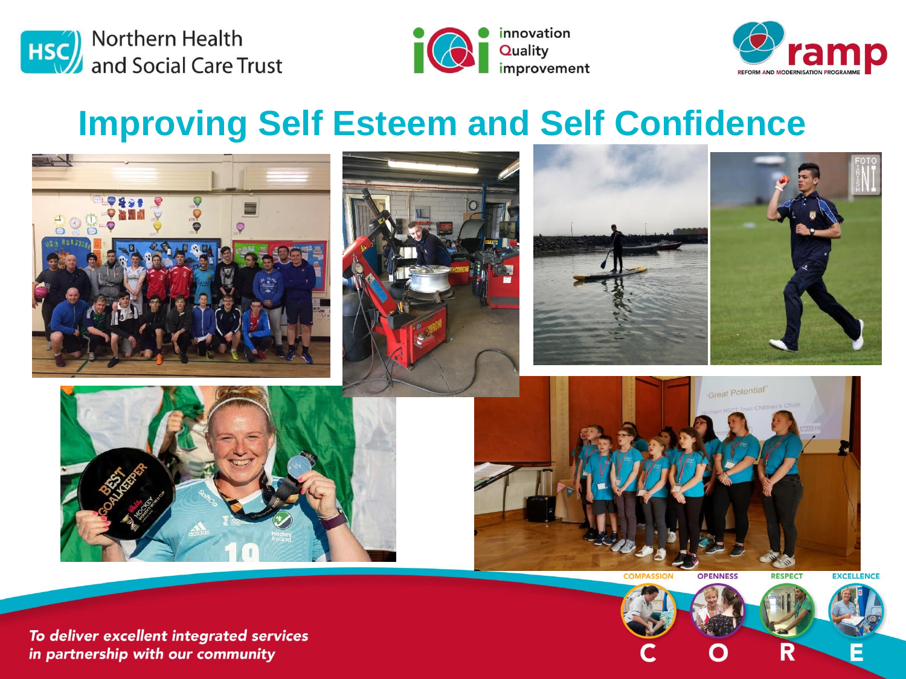Northern Health and Social Care Trust

innovation Quality improvement

ramp REFORM AND MODERNISATION PROGRAMME

# Improving Self Esteem and Self Confidence

COMPASSION OPENNESS RESPECT EXCELLENCE

C O R E

*To deliver excellent integrated services in partnership with our community*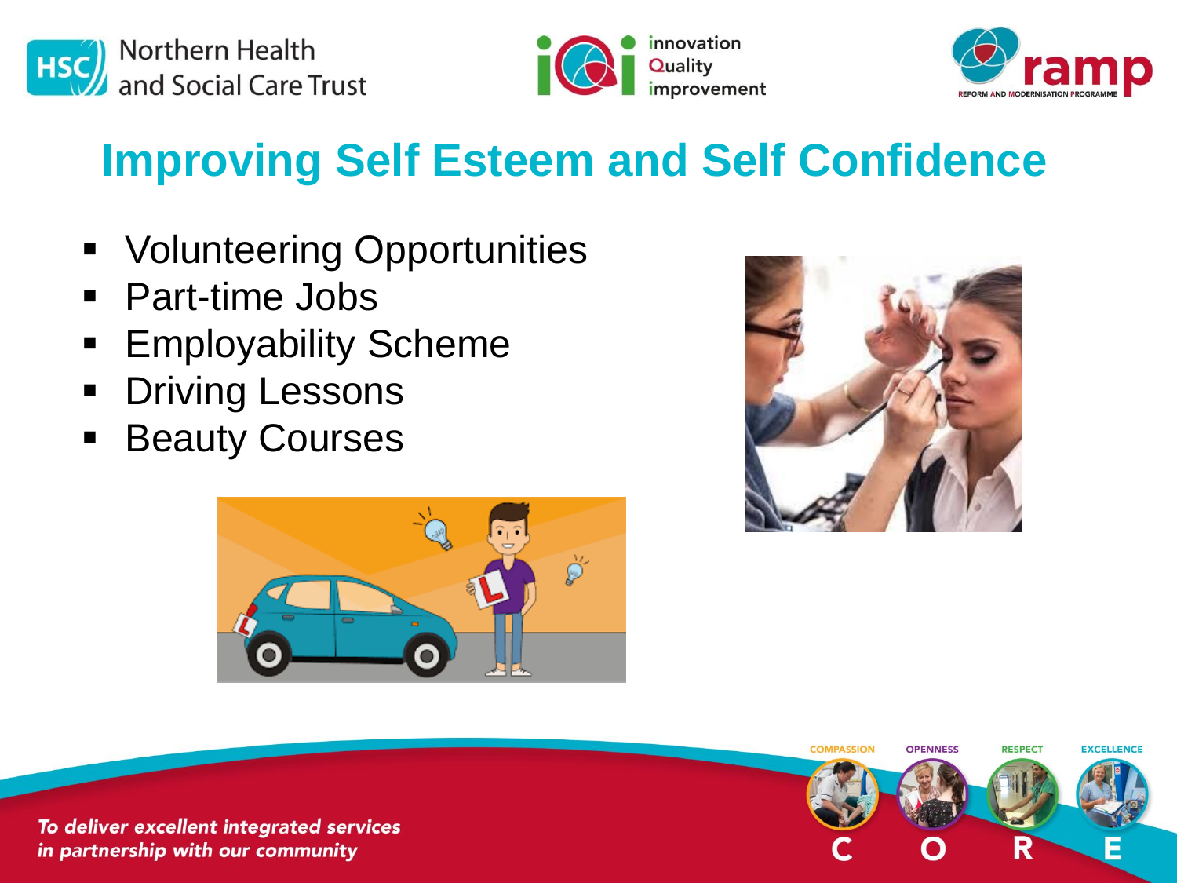# Improving Self Esteem and Self Confidence

- Volunteering Opportunities
- Part-time Jobs
- Employability Scheme
- Driving Lessons
- Beauty Courses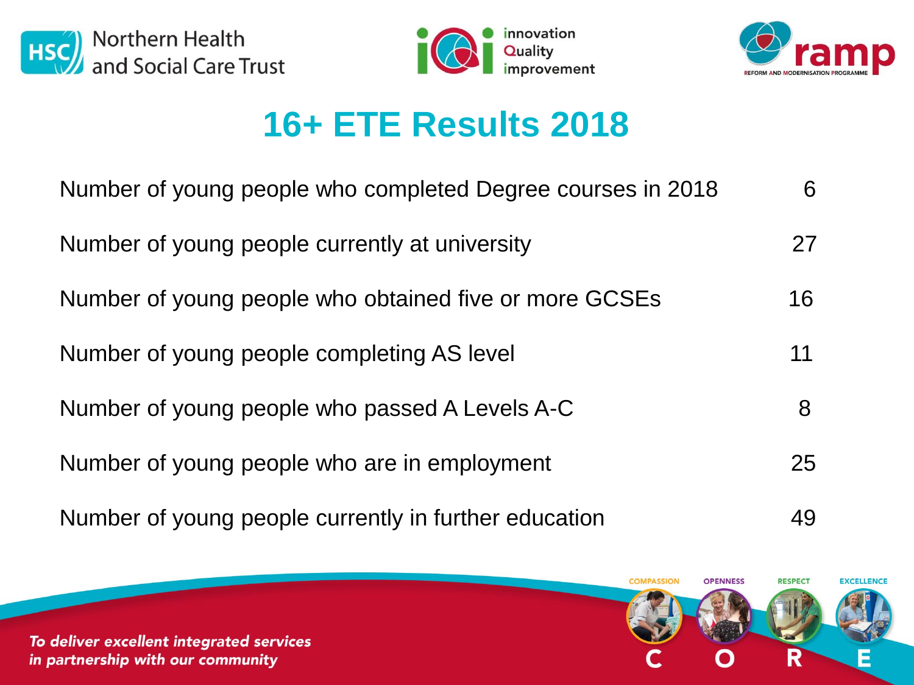# 16+ ETE Results 2018

| | |
|---|---|
| Number of young people who completed Degree courses in 2018 | 6 |
| Number of young people currently at university | 27 |
| Number of young people who obtained five or more GCSEs | 16 |
| Number of young people completing AS level | 11 |
| Number of young people who passed A Levels A-C | 8 |
| Number of young people who are in employment | 25 |
| Number of young people currently in further education | 49 |